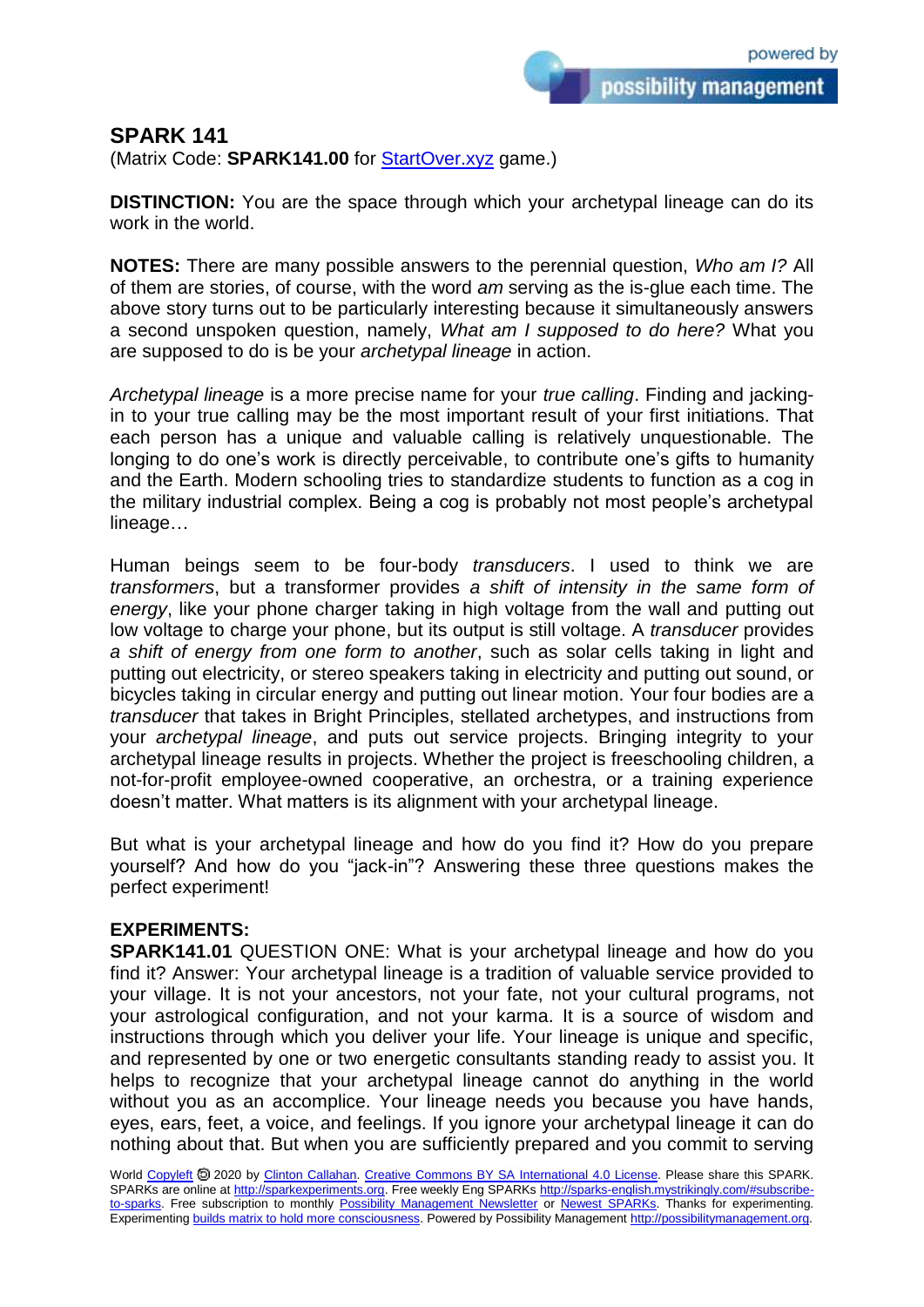## SPARK 141

(Matrix Code: **SPARK141.00** for StartOver.xyz game.)

**DISTINCTION:** You are the space through which your archetypal lineage can do its work in the world.

**NOTES:** There are many possible answers to the perennial question, *Who am I?* All of them are stories, of course, with the word *am* serving as the is-glue each time. The above story turns out to be particularly interesting because it simultaneously answers a second unspoken question, namely, *What am I supposed to do here?* What you are supposed to do is be your *archetypal lineage* in action.

*Archetypal lineage* is a more precise name for your *true calling*. Finding and jacking-in to your true calling may be the most important result of your first initiations. That each person has a unique and valuable calling is relatively unquestionable. The longing to do one's work is directly perceivable, to contribute one's gifts to humanity and the Earth. Modern schooling tries to standardize students to function as a cog in the military industrial complex. Being a cog is probably not most people's archetypal lineage…

Human beings seem to be four-body *transducers*. I used to think we are *transformers*, but a transformer provides *a shift of intensity in the same form of energy*, like your phone charger taking in high voltage from the wall and putting out low voltage to charge your phone, but its output is still voltage. A *transducer* provides *a shift of energy from one form to another*, such as solar cells taking in light and putting out electricity, or stereo speakers taking in electricity and putting out sound, or bicycles taking in circular energy and putting out linear motion. Your four bodies are a *transducer* that takes in Bright Principles, stellated archetypes, and instructions from your *archetypal lineage*, and puts out service projects. Bringing integrity to your archetypal lineage results in projects. Whether the project is freeschooling children, a not-for-profit employee-owned cooperative, an orchestra, or a training experience doesn't matter. What matters is its alignment with your archetypal lineage.

But what is your archetypal lineage and how do you find it? How do you prepare yourself? And how do you "jack-in"? Answering these three questions makes the perfect experiment!

**EXPERIMENTS:**

**SPARK141.01** QUESTION ONE: What is your archetypal lineage and how do you find it? Answer: Your archetypal lineage is a tradition of valuable service provided to your village. It is not your ancestors, not your fate, not your cultural programs, not your astrological configuration, and not your karma. It is a source of wisdom and instructions through which you deliver your life. Your lineage is unique and specific, and represented by one or two energetic consultants standing ready to assist you. It helps to recognize that your archetypal lineage cannot do anything in the world without you as an accomplice. Your lineage needs you because you have hands, eyes, ears, feet, a voice, and feelings. If you ignore your archetypal lineage it can do nothing about that. But when you are sufficiently prepared and you commit to serving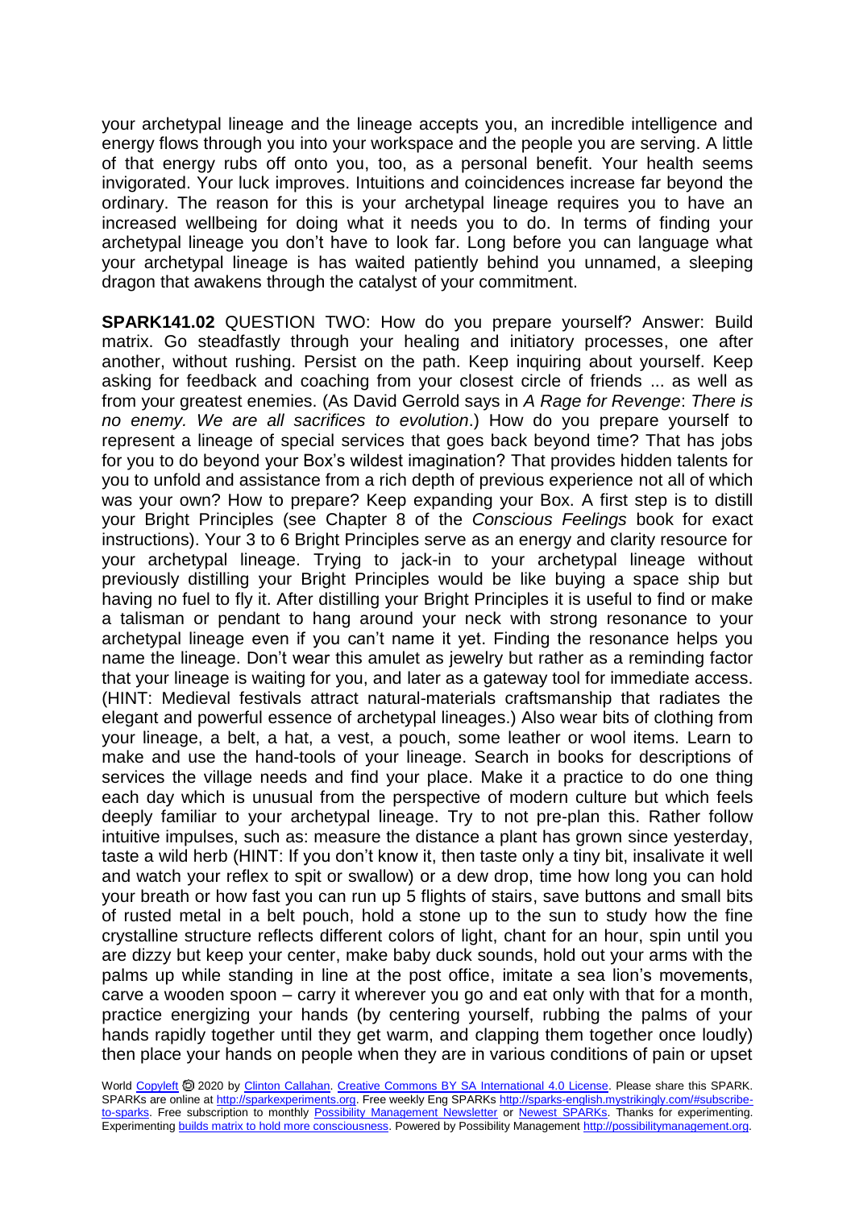your archetypal lineage and the lineage accepts you, an incredible intelligence and energy flows through you into your workspace and the people you are serving. A little of that energy rubs off onto you, too, as a personal benefit. Your health seems invigorated. Your luck improves. Intuitions and coincidences increase far beyond the ordinary. The reason for this is your archetypal lineage requires you to have an increased wellbeing for doing what it needs you to do. In terms of finding your archetypal lineage you don't have to look far. Long before you can language what your archetypal lineage is has waited patiently behind you unnamed, a sleeping dragon that awakens through the catalyst of your commitment.

**SPARK141.02** QUESTION TWO: How do you prepare yourself? Answer: Build matrix. Go steadfastly through your healing and initiatory processes, one after another, without rushing. Persist on the path. Keep inquiring about yourself. Keep asking for feedback and coaching from your closest circle of friends ... as well as from your greatest enemies. (As David Gerrold says in *A Rage for Revenge*: *There is no enemy. We are all sacrifices to evolution*.) How do you prepare yourself to represent a lineage of special services that goes back beyond time? That has jobs for you to do beyond your Box's wildest imagination? That provides hidden talents for you to unfold and assistance from a rich depth of previous experience not all of which was your own? How to prepare? Keep expanding your Box. A first step is to distill your Bright Principles (see Chapter 8 of the *Conscious Feelings* book for exact instructions). Your 3 to 6 Bright Principles serve as an energy and clarity resource for your archetypal lineage. Trying to jack-in to your archetypal lineage without previously distilling your Bright Principles would be like buying a space ship but having no fuel to fly it. After distilling your Bright Principles it is useful to find or make a talisman or pendant to hang around your neck with strong resonance to your archetypal lineage even if you can't name it yet. Finding the resonance helps you name the lineage. Don't wear this amulet as jewelry but rather as a reminding factor that your lineage is waiting for you, and later as a gateway tool for immediate access. (HINT: Medieval festivals attract natural-materials craftsmanship that radiates the elegant and powerful essence of archetypal lineages.) Also wear bits of clothing from your lineage, a belt, a hat, a vest, a pouch, some leather or wool items. Learn to make and use the hand-tools of your lineage. Search in books for descriptions of services the village needs and find your place. Make it a practice to do one thing each day which is unusual from the perspective of modern culture but which feels deeply familiar to your archetypal lineage. Try to not pre-plan this. Rather follow intuitive impulses, such as: measure the distance a plant has grown since yesterday, taste a wild herb (HINT: If you don't know it, then taste only a tiny bit, insalivate it well and watch your reflex to spit or swallow) or a dew drop, time how long you can hold your breath or how fast you can run up 5 flights of stairs, save buttons and small bits of rusted metal in a belt pouch, hold a stone up to the sun to study how the fine crystalline structure reflects different colors of light, chant for an hour, spin until you are dizzy but keep your center, make baby duck sounds, hold out your arms with the palms up while standing in line at the post office, imitate a sea lion's movements, carve a wooden spoon – carry it wherever you go and eat only with that for a month, practice energizing your hands (by centering yourself, rubbing the palms of your hands rapidly together until they get warm, and clapping them together once loudly) then place your hands on people when they are in various conditions of pain or upset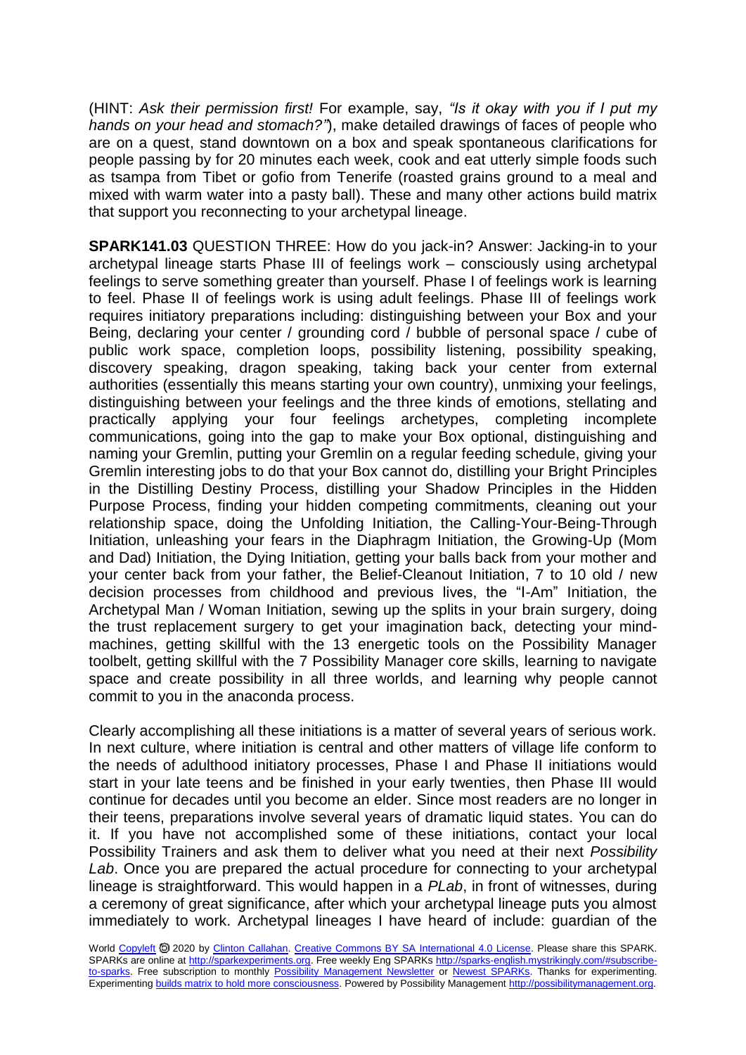(HINT: *Ask their permission first!* For example, say, *"Is it okay with you if I put my hands on your head and stomach?"*), make detailed drawings of faces of people who are on a quest, stand downtown on a box and speak spontaneous clarifications for people passing by for 20 minutes each week, cook and eat utterly simple foods such as tsampa from Tibet or gofio from Tenerife (roasted grains ground to a meal and mixed with warm water into a pasty ball). These and many other actions build matrix that support you reconnecting to your archetypal lineage.

**SPARK141.03** QUESTION THREE: How do you jack-in? Answer: Jacking-in to your archetypal lineage starts Phase III of feelings work – consciously using archetypal feelings to serve something greater than yourself. Phase I of feelings work is learning to feel. Phase II of feelings work is using adult feelings. Phase III of feelings work requires initiatory preparations including: distinguishing between your Box and your Being, declaring your center / grounding cord / bubble of personal space / cube of public work space, completion loops, possibility listening, possibility speaking, discovery speaking, dragon speaking, taking back your center from external authorities (essentially this means starting your own country), unmixing your feelings, distinguishing between your feelings and the three kinds of emotions, stellating and practically applying your four feelings archetypes, completing incomplete communications, going into the gap to make your Box optional, distinguishing and naming your Gremlin, putting your Gremlin on a regular feeding schedule, giving your Gremlin interesting jobs to do that your Box cannot do, distilling your Bright Principles in the Distilling Destiny Process, distilling your Shadow Principles in the Hidden Purpose Process, finding your hidden competing commitments, cleaning out your relationship space, doing the Unfolding Initiation, the Calling-Your-Being-Through Initiation, unleashing your fears in the Diaphragm Initiation, the Growing-Up (Mom and Dad) Initiation, the Dying Initiation, getting your balls back from your mother and your center back from your father, the Belief-Cleanout Initiation, 7 to 10 old / new decision processes from childhood and previous lives, the "I-Am" Initiation, the Archetypal Man / Woman Initiation, sewing up the splits in your brain surgery, doing the trust replacement surgery to get your imagination back, detecting your mind-machines, getting skillful with the 13 energetic tools on the Possibility Manager toolbelt, getting skillful with the 7 Possibility Manager core skills, learning to navigate space and create possibility in all three worlds, and learning why people cannot commit to you in the anaconda process.

Clearly accomplishing all these initiations is a matter of several years of serious work. In next culture, where initiation is central and other matters of village life conform to the needs of adulthood initiatory processes, Phase I and Phase II initiations would start in your late teens and be finished in your early twenties, then Phase III would continue for decades until you become an elder. Since most readers are no longer in their teens, preparations involve several years of dramatic liquid states. You can do it. If you have not accomplished some of these initiations, contact your local Possibility Trainers and ask them to deliver what you need at their next *Possibility Lab*. Once you are prepared the actual procedure for connecting to your archetypal lineage is straightforward. This would happen in a *PLab*, in front of witnesses, during a ceremony of great significance, after which your archetypal lineage puts you almost immediately to work. Archetypal lineages I have heard of include: guardian of the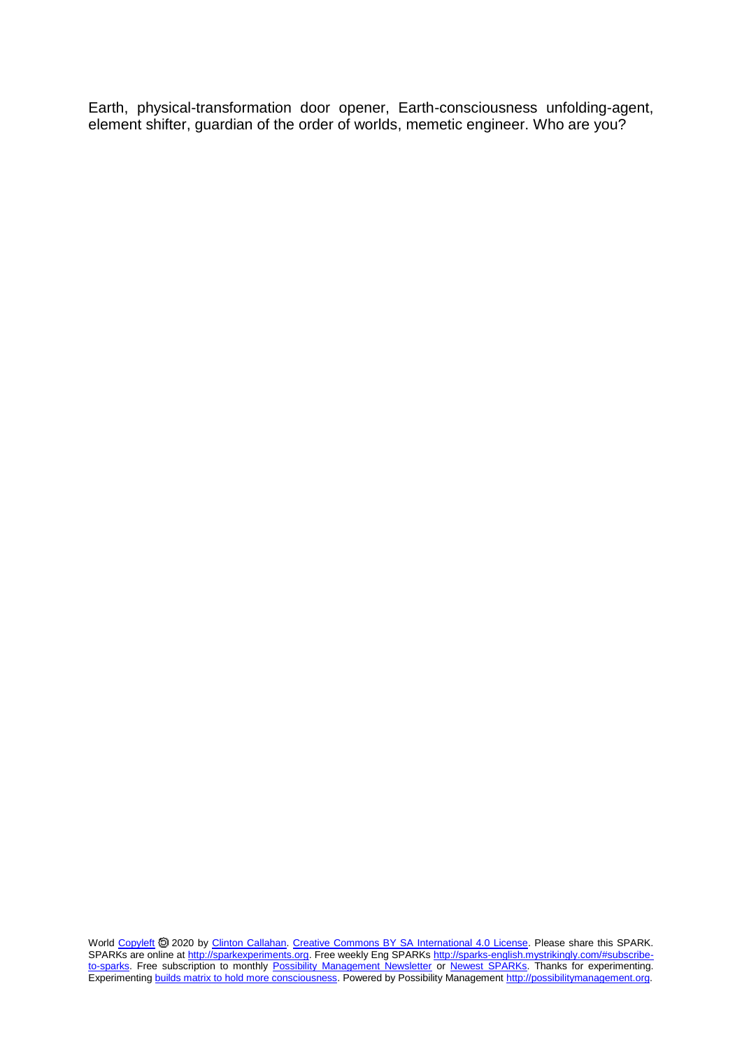Earth, physical-transformation door opener, Earth-consciousness unfolding-agent, element shifter, guardian of the order of worlds, memetic engineer. Who are you?

World Copyleft 🄯 2020 by Clinton Callahan. Creative Commons BY SA International 4.0 License. Please share this SPARK. SPARKs are online at http://sparkexperiments.org. Free weekly Eng SPARKs http://sparks-english.mystrikingly.com/#subscribe-to-sparks. Free subscription to monthly Possibility Management Newsletter or Newest SPARKs. Thanks for experimenting. Experimenting builds matrix to hold more consciousness. Powered by Possibility Management http://possibilitymanagement.org.